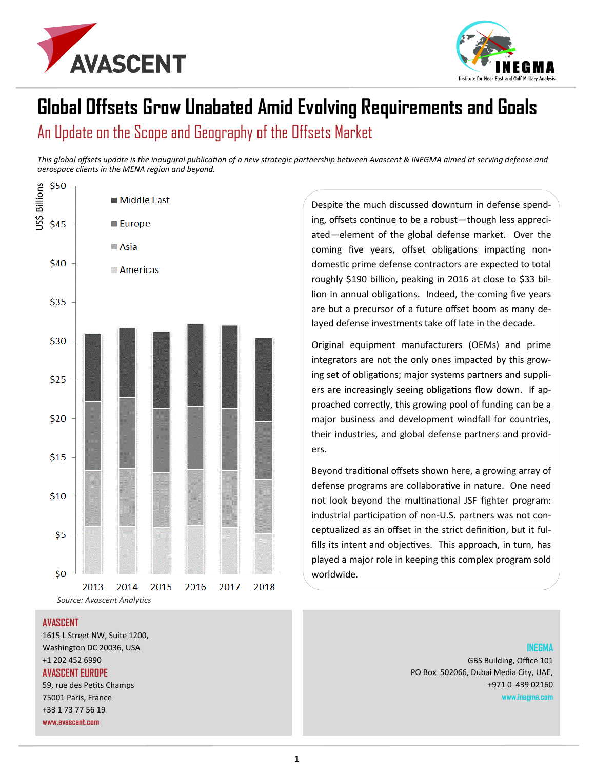# Global Offsets Grow Unabated Amid Evolving Requirements and Goals

## An Update on the Scope and Geography of the Offsets Market

*This global offsets update is the inaugural publication of a new strategic partnership between Avascent & INEGMA aimed at serving defense and aerospace clients in the MENA region and beyond.*

Source: Avascent Analytics

Despite the much discussed downturn in defense spending, offsets continue to be a robust—though less appreciated—element of the global defense market. Over the coming five years, offset obligations impacting non-domestic prime defense contractors are expected to total roughly $190 billion, peaking in 2016 at close to $33 billion in annual obligations. Indeed, the coming five years are but a precursor of a future offset boom as many delayed defense investments take off late in the decade.

Original equipment manufacturers (OEMs) and prime integrators are not the only ones impacted by this growing set of obligations; major systems partners and suppliers are increasingly seeing obligations flow down. If approached correctly, this growing pool of funding can be a major business and development windfall for countries, their industries, and global defense partners and providers.

Beyond traditional offsets shown here, a growing array of defense programs are collaborative in nature. One need not look beyond the multinational JSF fighter program: industrial participation of non-U.S. partners was not conceptualized as an offset in the strict definition, but it fulfills its intent and objectives. This approach, in turn, has played a major role in keeping this complex program sold worldwide.

**AVASCENT**
1615 L Street NW, Suite 1200,
Washington DC 20036, USA
+1 202 452 6990

**AVASCENT EUROPE**
59, rue des Petits Champs
75001 Paris, France
+33 1 73 77 56 19
www.avascent.com

**INEGMA**
GBS Building, Office 101
PO Box 502066, Dubai Media City, UAE,
+971 0 439 02160
www.inegma.com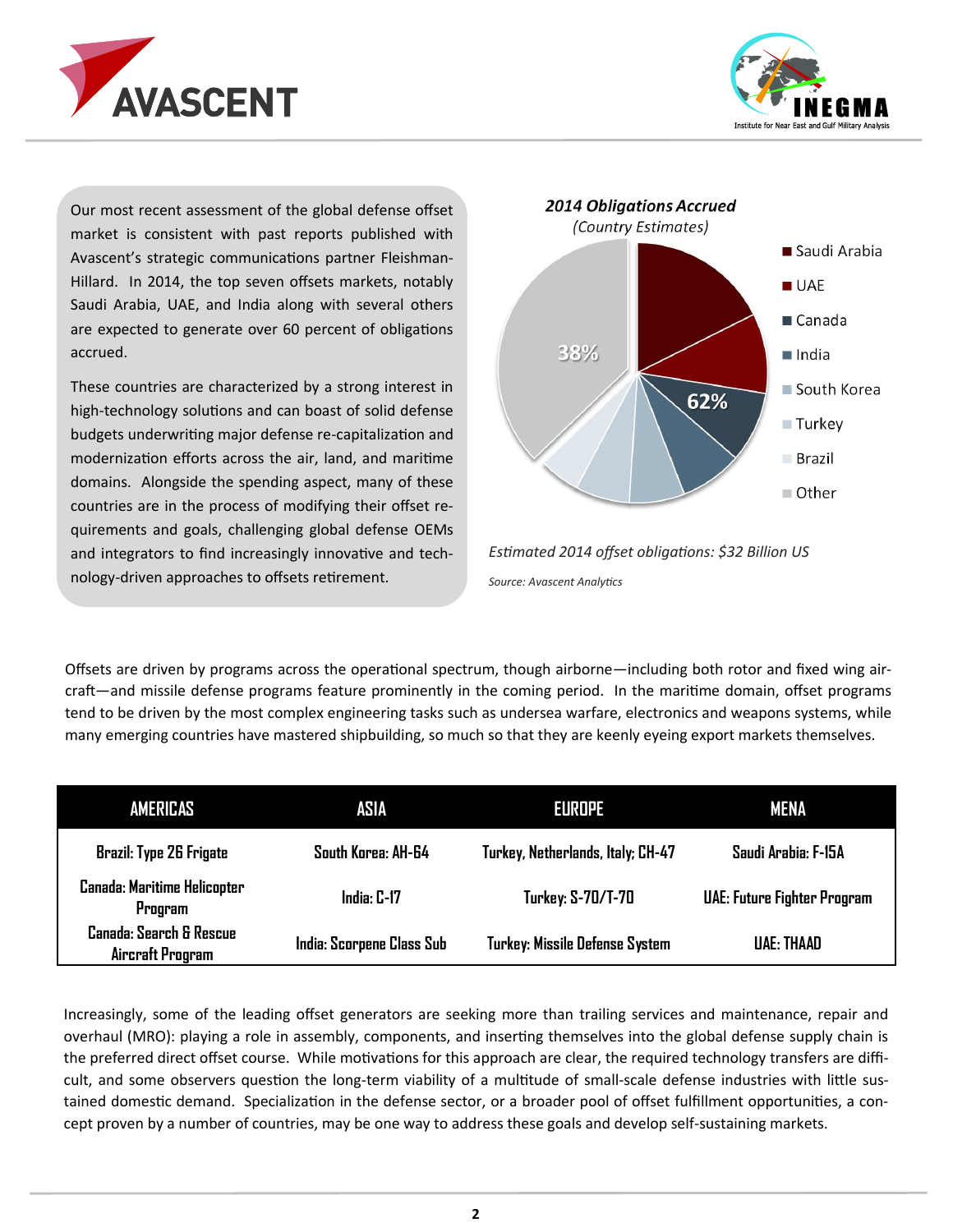Our most recent assessment of the global defense offset market is consistent with past reports published with Avascent's strategic communications partner Fleishman-Hillard. In 2014, the top seven offsets markets, notably Saudi Arabia, UAE, and India along with several others are expected to generate over 60 percent of obligations accrued.

These countries are characterized by a strong interest in high-technology solutions and can boast of solid defense budgets underwriting major defense re-capitalization and modernization efforts across the air, land, and maritime domains. Alongside the spending aspect, many of these countries are in the process of modifying their offset requirements and goals, challenging global defense OEMs and integrators to find increasingly innovative and technology-driven approaches to offsets retirement.

***2014 Obligations Accrued***
*(Country Estimates)*

Saudi Arabia, UAE, Canada, India, South Korea, Turkey, Brazil: 62%
Other: 38%

*Estimated 2014 offset obligations: $32 Billion US*

*Source: Avascent Analytics*

Offsets are driven by programs across the operational spectrum, though airborne—including both rotor and fixed wing aircraft—and missile defense programs feature prominently in the coming period. In the maritime domain, offset programs tend to be driven by the most complex engineering tasks such as undersea warfare, electronics and weapons systems, while many emerging countries have mastered shipbuilding, so much so that they are keenly eyeing export markets themselves.

| AMERICAS | ASIA | EUROPE | MENA |
|---|---|---|---|
| Brazil: Type 26 Frigate | South Korea: AH-64 | Turkey, Netherlands, Italy; CH-47 | Saudi Arabia: F-15A |
| Canada: Maritime Helicopter Program | India: C-17 | Turkey: S-70/T-70 | UAE: Future Fighter Program |
| Canada: Search & Rescue Aircraft Program | India: Scorpene Class Sub | Turkey: Missile Defense System | UAE: THAAD |

Increasingly, some of the leading offset generators are seeking more than trailing services and maintenance, repair and overhaul (MRO): playing a role in assembly, components, and inserting themselves into the global defense supply chain is the preferred direct offset course. While motivations for this approach are clear, the required technology transfers are difficult, and some observers question the long-term viability of a multitude of small-scale defense industries with little sustained domestic demand. Specialization in the defense sector, or a broader pool of offset fulfillment opportunities, a concept proven by a number of countries, may be one way to address these goals and develop self-sustaining markets.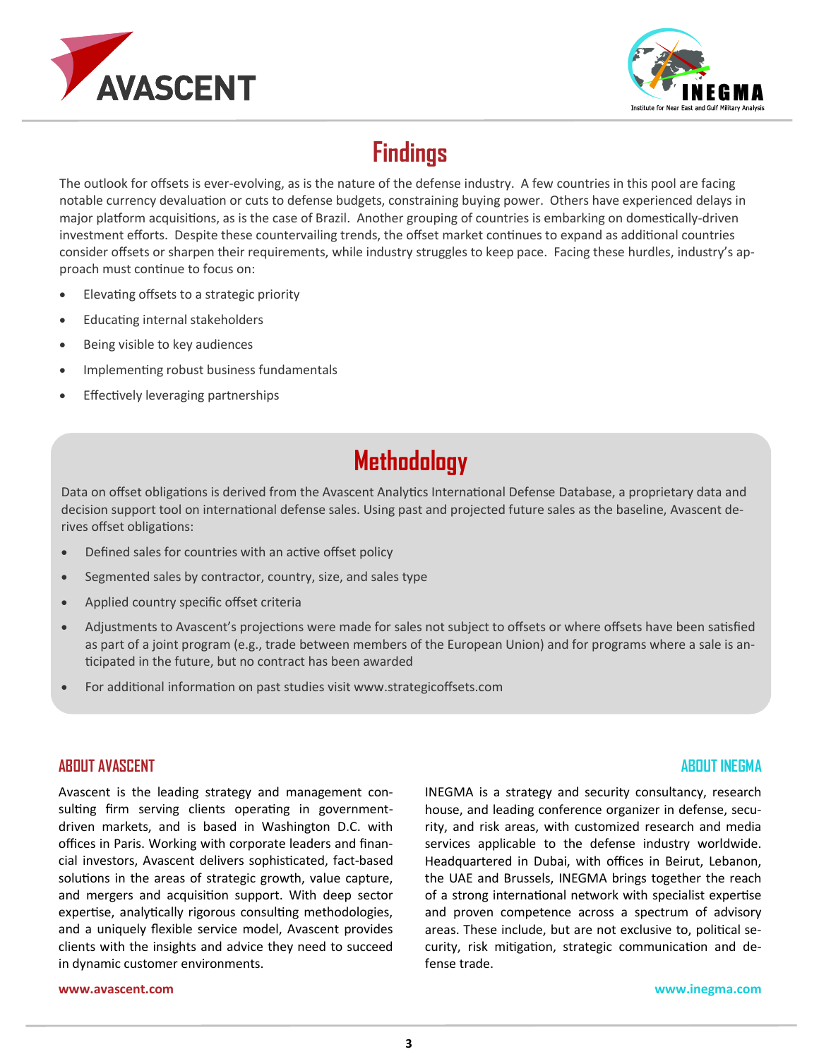## Findings

The outlook for offsets is ever-evolving, as is the nature of the defense industry. A few countries in this pool are facing notable currency devaluation or cuts to defense budgets, constraining buying power. Others have experienced delays in major platform acquisitions, as is the case of Brazil. Another grouping of countries is embarking on domestically-driven investment efforts. Despite these countervailing trends, the offset market continues to expand as additional countries consider offsets or sharpen their requirements, while industry struggles to keep pace. Facing these hurdles, industry's approach must continue to focus on:

- Elevating offsets to a strategic priority
- Educating internal stakeholders
- Being visible to key audiences
- Implementing robust business fundamentals
- Effectively leveraging partnerships

## Methodology

Data on offset obligations is derived from the Avascent Analytics International Defense Database, a proprietary data and decision support tool on international defense sales. Using past and projected future sales as the baseline, Avascent derives offset obligations:

- Defined sales for countries with an active offset policy
- Segmented sales by contractor, country, size, and sales type
- Applied country specific offset criteria
- Adjustments to Avascent's projections were made for sales not subject to offsets or where offsets have been satisfied as part of a joint program (e.g., trade between members of the European Union) and for programs where a sale is anticipated in the future, but no contract has been awarded
- For additional information on past studies visit www.strategicoffsets.com

### ABOUT AVASCENT

Avascent is the leading strategy and management consulting firm serving clients operating in government-driven markets, and is based in Washington D.C. with offices in Paris. Working with corporate leaders and financial investors, Avascent delivers sophisticated, fact-based solutions in the areas of strategic growth, value capture, and mergers and acquisition support. With deep sector expertise, analytically rigorous consulting methodologies, and a uniquely flexible service model, Avascent provides clients with the insights and advice they need to succeed in dynamic customer environments.

**www.avascent.com**

### ABOUT INEGMA

INEGMA is a strategy and security consultancy, research house, and leading conference organizer in defense, security, and risk areas, with customized research and media services applicable to the defense industry worldwide. Headquartered in Dubai, with offices in Beirut, Lebanon, the UAE and Brussels, INEGMA brings together the reach of a strong international network with specialist expertise and proven competence across a spectrum of advisory areas. These include, but are not exclusive to, political security, risk mitigation, strategic communication and defense trade.

**www.inegma.com**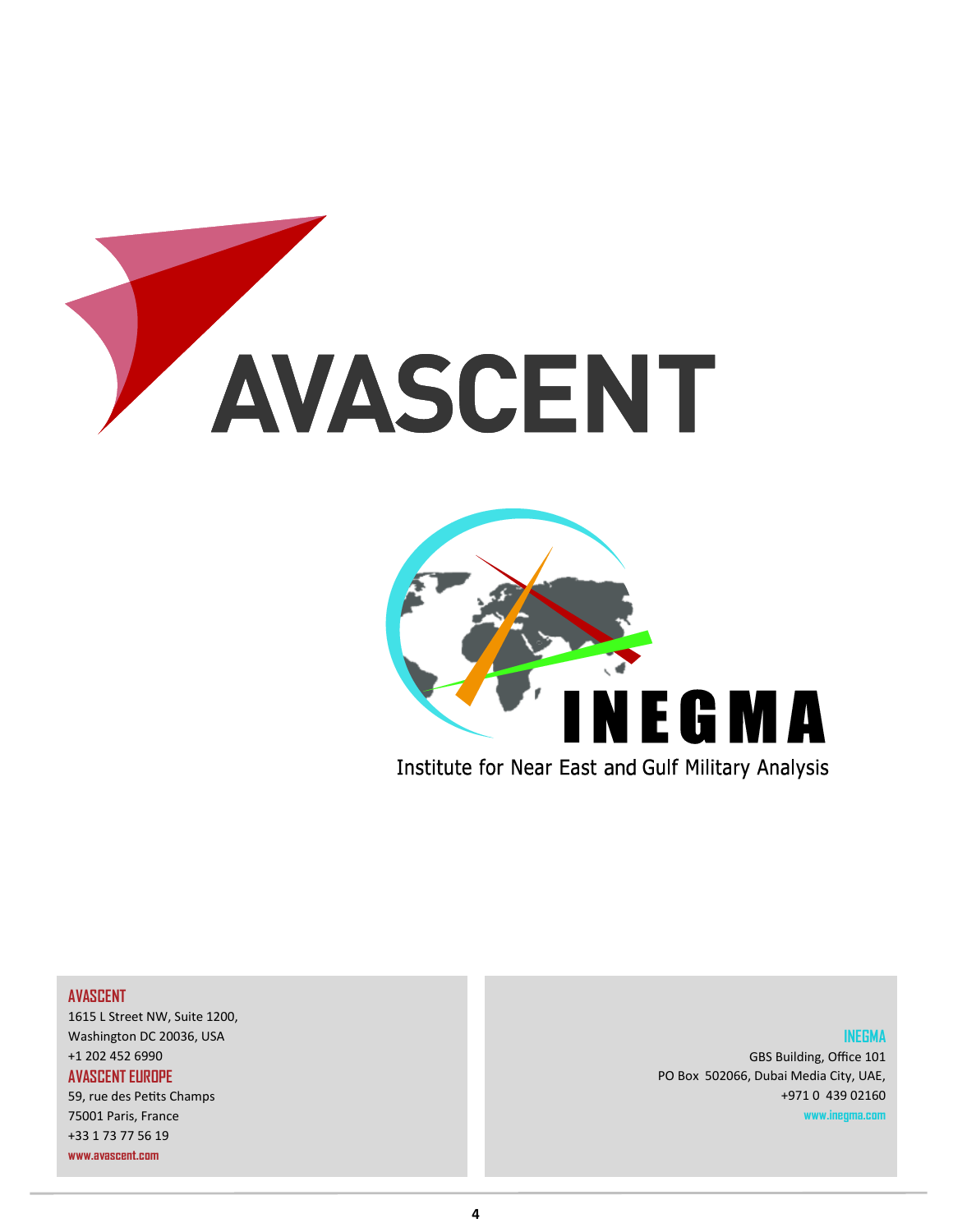AVASCENT

INEGMA

Institute for Near East and Gulf Military Analysis

**AVASCENT**
1615 L Street NW, Suite 1200,
Washington DC 20036, USA
+1 202 452 6990

**AVASCENT EUROPE**
59, rue des Petits Champs
75001 Paris, France
+33 1 73 77 56 19

www.avascent.com

**INEGMA**
GBS Building, Office 101
PO Box 502066, Dubai Media City, UAE,
+971 0 439 02160

www.inegma.com